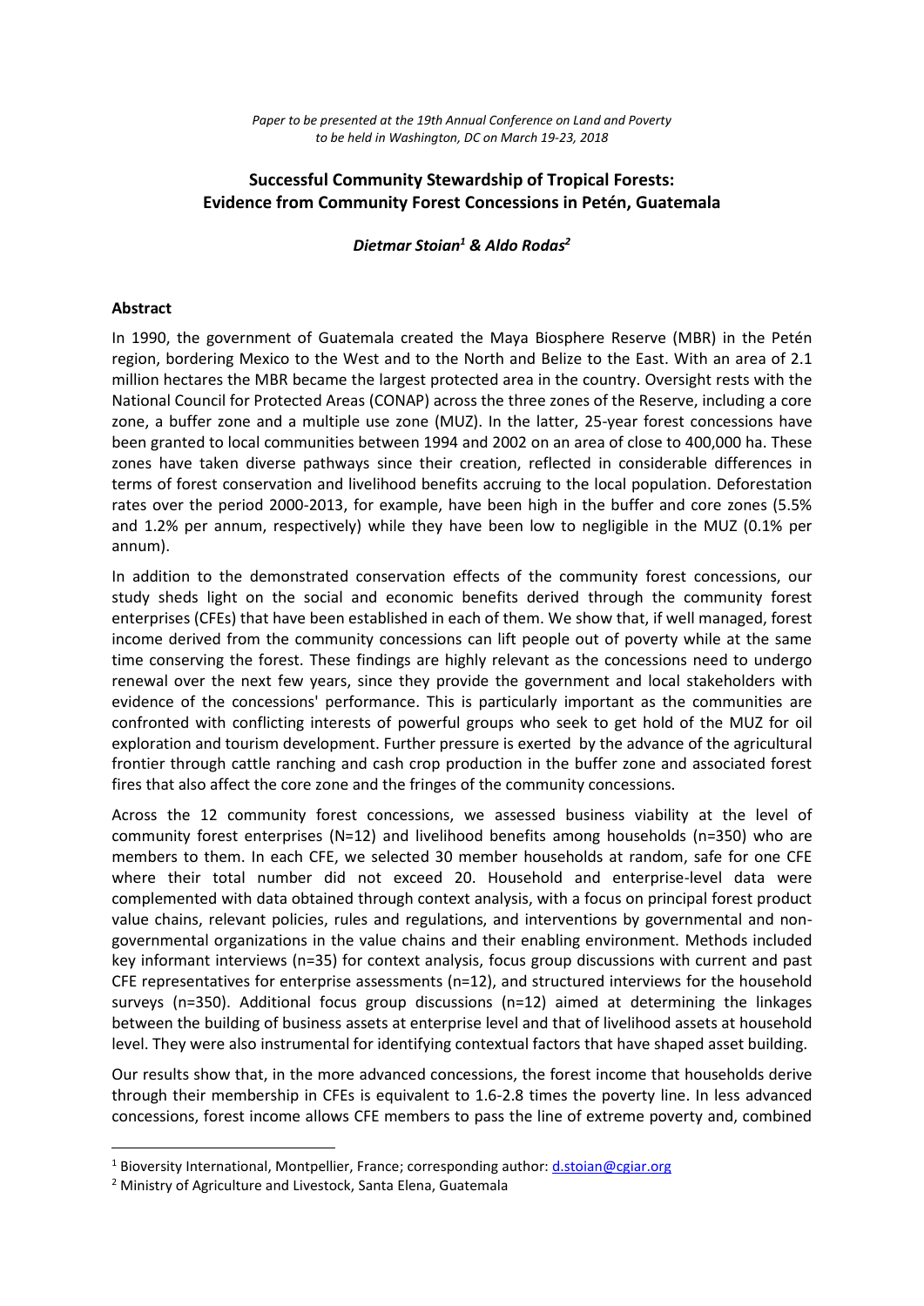*Paper to be presented at the 19th Annual Conference on Land and Poverty to be held in Washington, DC on March 19-23, 2018*

# Successful Community Stewardship of Tropical Forests: Evidence from Community Forest Concessions in Petén, Guatemala

***Dietmar Stoian[1] & Aldo Rodas[2]***

## Abstract

In 1990, the government of Guatemala created the Maya Biosphere Reserve (MBR) in the Petén region, bordering Mexico to the West and to the North and Belize to the East. With an area of 2.1 million hectares the MBR became the largest protected area in the country. Oversight rests with the National Council for Protected Areas (CONAP) across the three zones of the Reserve, including a core zone, a buffer zone and a multiple use zone (MUZ). In the latter, 25-year forest concessions have been granted to local communities between 1994 and 2002 on an area of close to 400,000 ha. These zones have taken diverse pathways since their creation, reflected in considerable differences in terms of forest conservation and livelihood benefits accruing to the local population. Deforestation rates over the period 2000-2013, for example, have been high in the buffer and core zones (5.5% and 1.2% per annum, respectively) while they have been low to negligible in the MUZ (0.1% per annum).

In addition to the demonstrated conservation effects of the community forest concessions, our study sheds light on the social and economic benefits derived through the community forest enterprises (CFEs) that have been established in each of them. We show that, if well managed, forest income derived from the community concessions can lift people out of poverty while at the same time conserving the forest. These findings are highly relevant as the concessions need to undergo renewal over the next few years, since they provide the government and local stakeholders with evidence of the concessions' performance. This is particularly important as the communities are confronted with conflicting interests of powerful groups who seek to get hold of the MUZ for oil exploration and tourism development. Further pressure is exerted by the advance of the agricultural frontier through cattle ranching and cash crop production in the buffer zone and associated forest fires that also affect the core zone and the fringes of the community concessions.

Across the 12 community forest concessions, we assessed business viability at the level of community forest enterprises (N=12) and livelihood benefits among households (n=350) who are members to them. In each CFE, we selected 30 member households at random, safe for one CFE where their total number did not exceed 20. Household and enterprise-level data were complemented with data obtained through context analysis, with a focus on principal forest product value chains, relevant policies, rules and regulations, and interventions by governmental and non-governmental organizations in the value chains and their enabling environment. Methods included key informant interviews (n=35) for context analysis, focus group discussions with current and past CFE representatives for enterprise assessments (n=12), and structured interviews for the household surveys (n=350). Additional focus group discussions (n=12) aimed at determining the linkages between the building of business assets at enterprise level and that of livelihood assets at household level. They were also instrumental for identifying contextual factors that have shaped asset building.

Our results show that, in the more advanced concessions, the forest income that households derive through their membership in CFEs is equivalent to 1.6-2.8 times the poverty line. In less advanced concessions, forest income allows CFE members to pass the line of extreme poverty and, combined

---

[1] Bioversity International, Montpellier, France; corresponding author: d.stoian@cgiar.org

[2] Ministry of Agriculture and Livestock, Santa Elena, Guatemala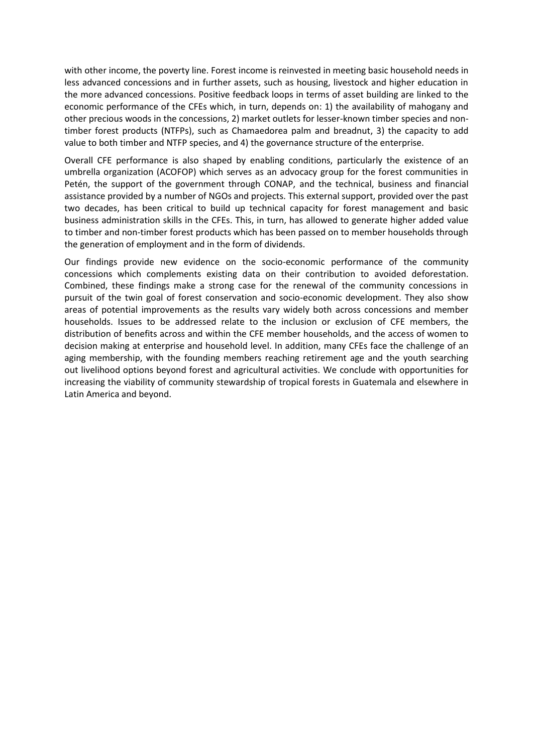with other income, the poverty line. Forest income is reinvested in meeting basic household needs in less advanced concessions and in further assets, such as housing, livestock and higher education in the more advanced concessions. Positive feedback loops in terms of asset building are linked to the economic performance of the CFEs which, in turn, depends on: 1) the availability of mahogany and other precious woods in the concessions, 2) market outlets for lesser-known timber species and non-timber forest products (NTFPs), such as Chamaedorea palm and breadnut, 3) the capacity to add value to both timber and NTFP species, and 4) the governance structure of the enterprise.

Overall CFE performance is also shaped by enabling conditions, particularly the existence of an umbrella organization (ACOFOP) which serves as an advocacy group for the forest communities in Petén, the support of the government through CONAP, and the technical, business and financial assistance provided by a number of NGOs and projects. This external support, provided over the past two decades, has been critical to build up technical capacity for forest management and basic business administration skills in the CFEs. This, in turn, has allowed to generate higher added value to timber and non-timber forest products which has been passed on to member households through the generation of employment and in the form of dividends.

Our findings provide new evidence on the socio-economic performance of the community concessions which complements existing data on their contribution to avoided deforestation. Combined, these findings make a strong case for the renewal of the community concessions in pursuit of the twin goal of forest conservation and socio-economic development. They also show areas of potential improvements as the results vary widely both across concessions and member households. Issues to be addressed relate to the inclusion or exclusion of CFE members, the distribution of benefits across and within the CFE member households, and the access of women to decision making at enterprise and household level. In addition, many CFEs face the challenge of an aging membership, with the founding members reaching retirement age and the youth searching out livelihood options beyond forest and agricultural activities. We conclude with opportunities for increasing the viability of community stewardship of tropical forests in Guatemala and elsewhere in Latin America and beyond.